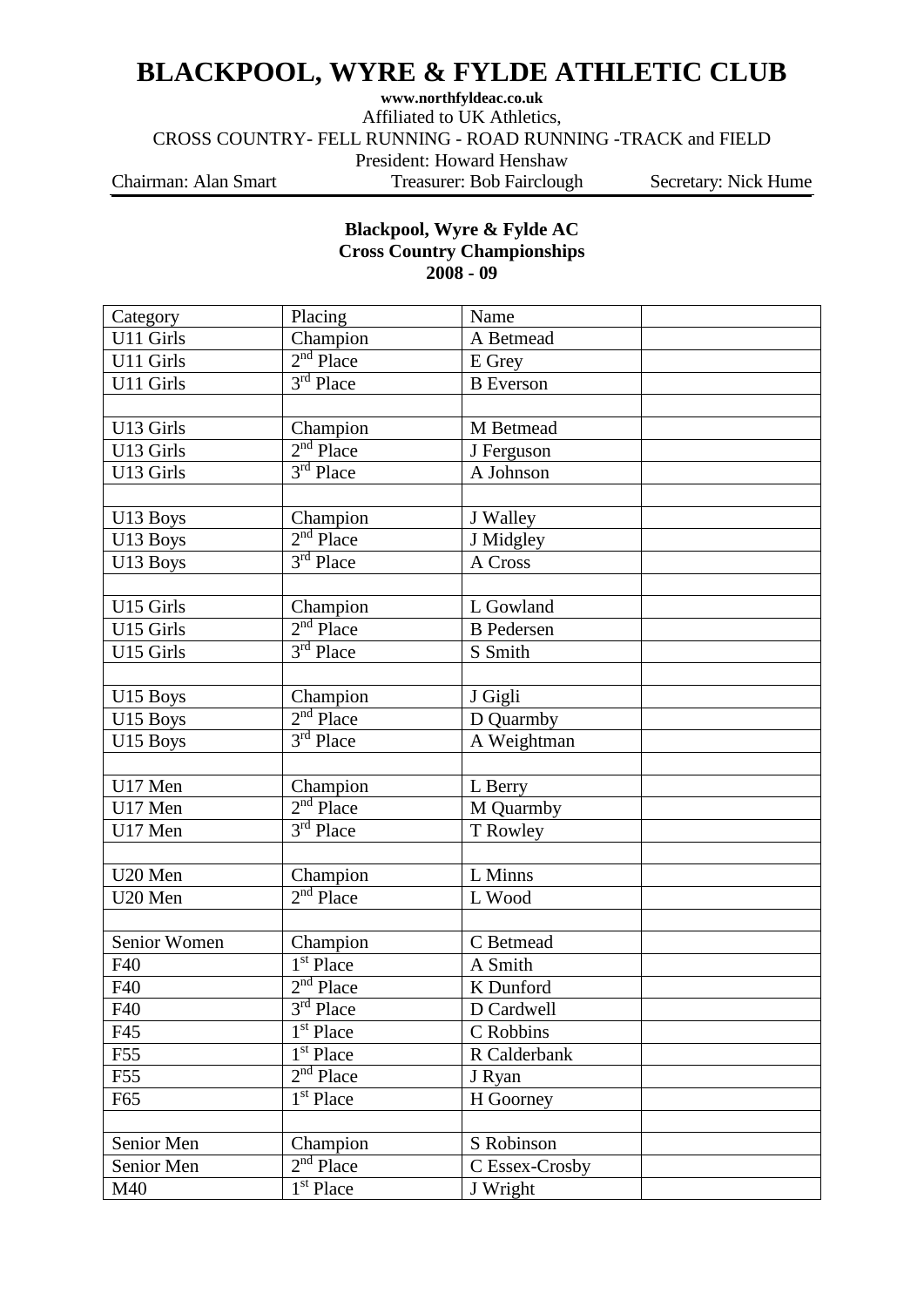# BLACKPOOL, WYRE & FYLDE ATHLETIC CLUB

**www.northfyldeac.co.uk**

Affiliated to UK Athletics,

CROSS COUNTRY- FELL RUNNING - ROAD RUNNING -TRACK and FIELD

President: Howard Henshaw

Chairman: Alan Smart | Treasurer: Bob Fairclough | Secretary: Nick Hume

**Blackpool, Wyre & Fylde AC**
**Cross Country Championships**
**2008 - 09**

| Category | Placing | Name | |
|---|---|---|---|
| U11 Girls | Champion | A Betmead | |
| U11 Girls | 2nd Place | E Grey | |
| U11 Girls | 3rd Place | B Everson | |
| | | | |
| U13 Girls | Champion | M Betmead | |
| U13 Girls | 2nd Place | J Ferguson | |
| U13 Girls | 3rd Place | A Johnson | |
| | | | |
| U13 Boys | Champion | J Walley | |
| U13 Boys | 2nd Place | J Midgley | |
| U13 Boys | 3rd Place | A Cross | |
| | | | |
| U15 Girls | Champion | L Gowland | |
| U15 Girls | 2nd Place | B Pedersen | |
| U15 Girls | 3rd Place | S Smith | |
| | | | |
| U15 Boys | Champion | J Gigli | |
| U15 Boys | 2nd Place | D Quarmby | |
| U15 Boys | 3rd Place | A Weightman | |
| | | | |
| U17 Men | Champion | L Berry | |
| U17 Men | 2nd Place | M Quarmby | |
| U17 Men | 3rd Place | T Rowley | |
| | | | |
| U20 Men | Champion | L Minns | |
| U20 Men | 2nd Place | L Wood | |
| | | | |
| Senior Women | Champion | C Betmead | |
| F40 | 1st Place | A Smith | |
| F40 | 2nd Place | K Dunford | |
| F40 | 3rd Place | D Cardwell | |
| F45 | 1st Place | C Robbins | |
| F55 | 1st Place | R Calderbank | |
| F55 | 2nd Place | J Ryan | |
| F65 | 1st Place | H Goorney | |
| | | | |
| Senior Men | Champion | S Robinson | |
| Senior Men | 2nd Place | C Essex-Crosby | |
| M40 | 1st Place | J Wright | |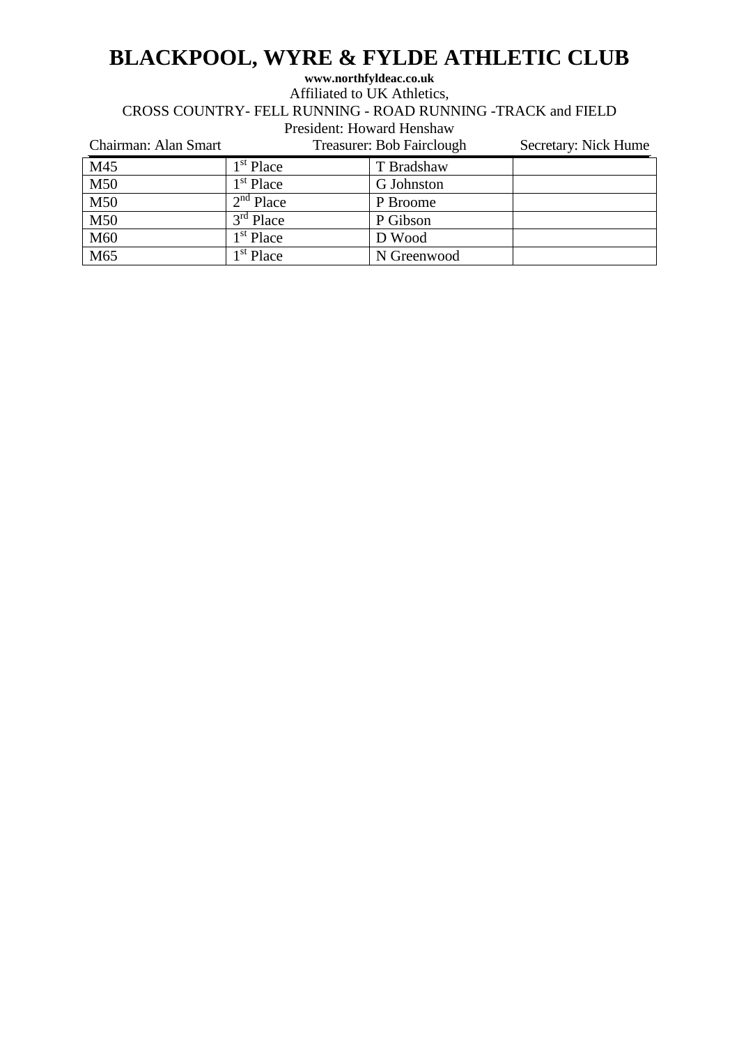# BLACKPOOL, WYRE & FYLDE ATHLETIC CLUB

**www.northfyldeac.co.uk**

Affiliated to UK Athletics,

CROSS COUNTRY- FELL RUNNING - ROAD RUNNING -TRACK and FIELD

President: Howard Henshaw

Chairman: Alan Smart Treasurer: Bob Fairclough Secretary: Nick Hume

| | | | |
|---|---|---|---|
| M45 | 1st Place | T Bradshaw | |
| M50 | 1st Place | G Johnston | |
| M50 | 2nd Place | P Broome | |
| M50 | 3rd Place | P Gibson | |
| M60 | 1st Place | D Wood | |
| M65 | 1st Place | N Greenwood | |